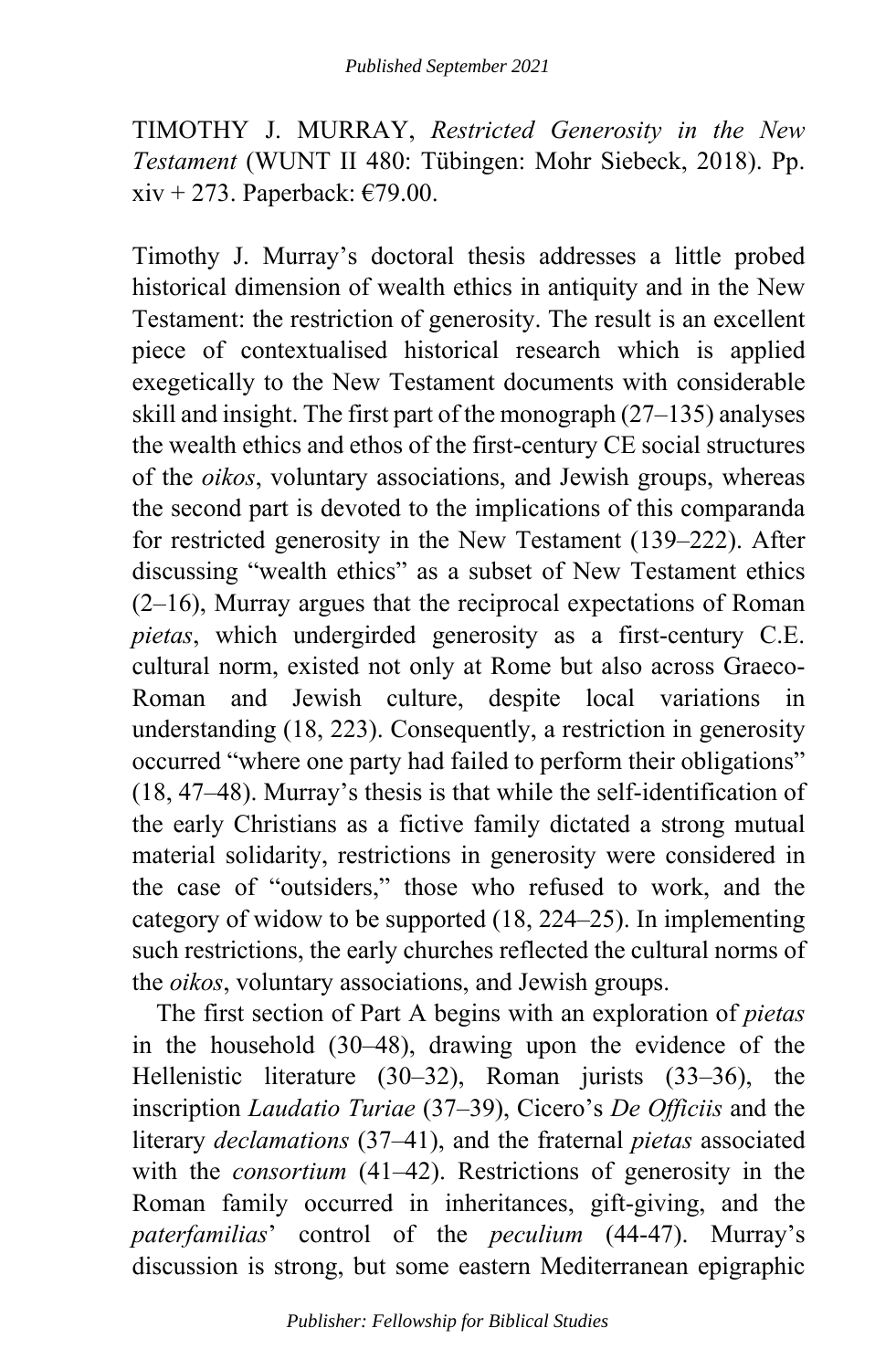*Published September 2021*

TIMOTHY J. MURRAY, *Restricted Generosity in the New Testament* (WUNT II 480: Tübingen: Mohr Siebeck, 2018). Pp. xiv + 273. Paperback: €79.00.

Timothy J. Murray's doctoral thesis addresses a little probed historical dimension of wealth ethics in antiquity and in the New Testament: the restriction of generosity. The result is an excellent piece of contextualised historical research which is applied exegetically to the New Testament documents with considerable skill and insight. The first part of the monograph (27–135) analyses the wealth ethics and ethos of the first-century CE social structures of the *oikos*, voluntary associations, and Jewish groups, whereas the second part is devoted to the implications of this comparanda for restricted generosity in the New Testament (139–222). After discussing "wealth ethics" as a subset of New Testament ethics (2–16), Murray argues that the reciprocal expectations of Roman *pietas*, which undergirded generosity as a first-century C.E. cultural norm, existed not only at Rome but also across Graeco-Roman and Jewish culture, despite local variations in understanding (18, 223). Consequently, a restriction in generosity occurred "where one party had failed to perform their obligations" (18, 47–48). Murray's thesis is that while the self-identification of the early Christians as a fictive family dictated a strong mutual material solidarity, restrictions in generosity were considered in the case of "outsiders," those who refused to work, and the category of widow to be supported (18, 224–25). In implementing such restrictions, the early churches reflected the cultural norms of the *oikos*, voluntary associations, and Jewish groups.

The first section of Part A begins with an exploration of *pietas* in the household (30–48), drawing upon the evidence of the Hellenistic literature (30–32), Roman jurists (33–36), the inscription *Laudatio Turiae* (37–39), Cicero's *De Officiis* and the literary *declamations* (37–41), and the fraternal *pietas* associated with the *consortium* (41–42). Restrictions of generosity in the Roman family occurred in inheritances, gift-giving, and the *paterfamilias*' control of the *peculium* (44-47). Murray's discussion is strong, but some eastern Mediterranean epigraphic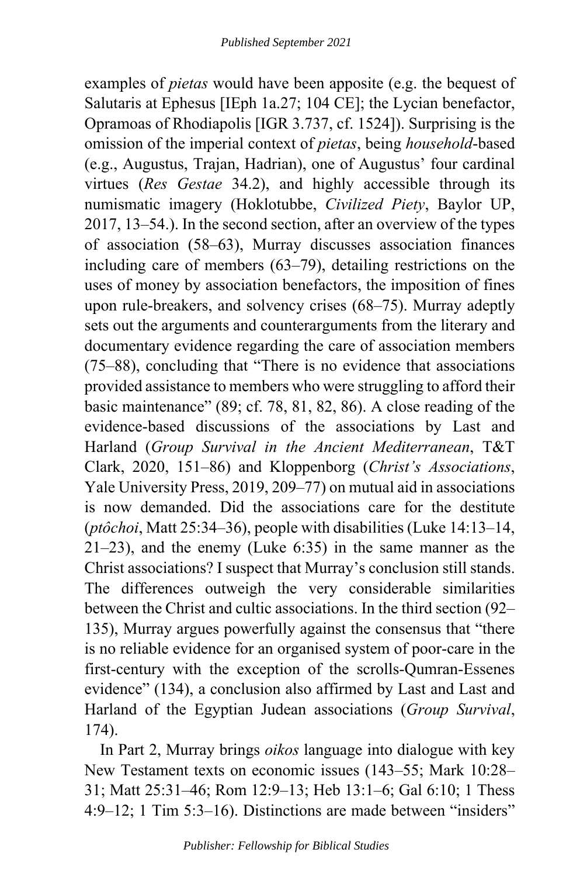examples of *pietas* would have been apposite (e.g. the bequest of Salutaris at Ephesus [IEph 1a.27; 104 CE]; the Lycian benefactor, Opramoas of Rhodiapolis [IGR 3.737, cf. 1524]). Surprising is the omission of the imperial context of *pietas*, being *household*-based (e.g., Augustus, Trajan, Hadrian), one of Augustus' four cardinal virtues (*Res Gestae* 34.2), and highly accessible through its numismatic imagery (Hoklotubbe, *Civilized Piety*, Baylor UP, 2017, 13–54.). In the second section, after an overview of the types of association (58–63), Murray discusses association finances including care of members (63–79), detailing restrictions on the uses of money by association benefactors, the imposition of fines upon rule-breakers, and solvency crises (68–75). Murray adeptly sets out the arguments and counterarguments from the literary and documentary evidence regarding the care of association members (75–88), concluding that "There is no evidence that associations provided assistance to members who were struggling to afford their basic maintenance" (89; cf. 78, 81, 82, 86). A close reading of the evidence-based discussions of the associations by Last and Harland (*Group Survival in the Ancient Mediterranean*, T&T Clark, 2020, 151–86) and Kloppenborg (*Christ's Associations*, Yale University Press, 2019, 209–77) on mutual aid in associations is now demanded. Did the associations care for the destitute (*ptôchoi*, Matt 25:34–36), people with disabilities (Luke 14:13–14, 21–23), and the enemy (Luke 6:35) in the same manner as the Christ associations? I suspect that Murray's conclusion still stands. The differences outweigh the very considerable similarities between the Christ and cultic associations. In the third section (92–135), Murray argues powerfully against the consensus that "there is no reliable evidence for an organised system of poor-care in the first-century with the exception of the scrolls-Qumran-Essenes evidence" (134), a conclusion also affirmed by Last and Last and Harland of the Egyptian Judean associations (*Group Survival*, 174).

In Part 2, Murray brings *oikos* language into dialogue with key New Testament texts on economic issues (143–55; Mark 10:28–31; Matt 25:31–46; Rom 12:9–13; Heb 13:1–6; Gal 6:10; 1 Thess 4:9–12; 1 Tim 5:3–16). Distinctions are made between "insiders"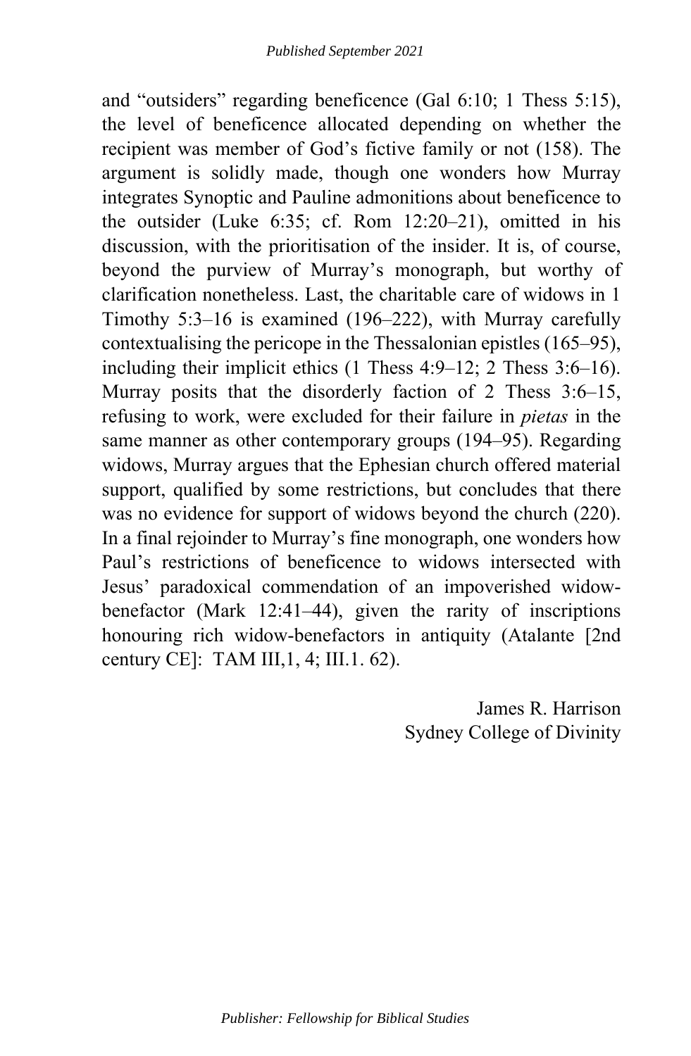and "outsiders" regarding beneficence (Gal 6:10; 1 Thess 5:15), the level of beneficence allocated depending on whether the recipient was member of God's fictive family or not (158). The argument is solidly made, though one wonders how Murray integrates Synoptic and Pauline admonitions about beneficence to the outsider (Luke 6:35; cf. Rom 12:20–21), omitted in his discussion, with the prioritisation of the insider. It is, of course, beyond the purview of Murray's monograph, but worthy of clarification nonetheless. Last, the charitable care of widows in 1 Timothy 5:3–16 is examined (196–222), with Murray carefully contextualising the pericope in the Thessalonian epistles (165–95), including their implicit ethics (1 Thess 4:9–12; 2 Thess 3:6–16). Murray posits that the disorderly faction of 2 Thess 3:6–15, refusing to work, were excluded for their failure in *pietas* in the same manner as other contemporary groups (194–95). Regarding widows, Murray argues that the Ephesian church offered material support, qualified by some restrictions, but concludes that there was no evidence for support of widows beyond the church (220). In a final rejoinder to Murray's fine monograph, one wonders how Paul's restrictions of beneficence to widows intersected with Jesus' paradoxical commendation of an impoverished widow-benefactor (Mark 12:41–44), given the rarity of inscriptions honouring rich widow-benefactors in antiquity (Atalante [2nd century CE]: TAM III,1, 4; III.1. 62).

James R. Harrison
Sydney College of Divinity